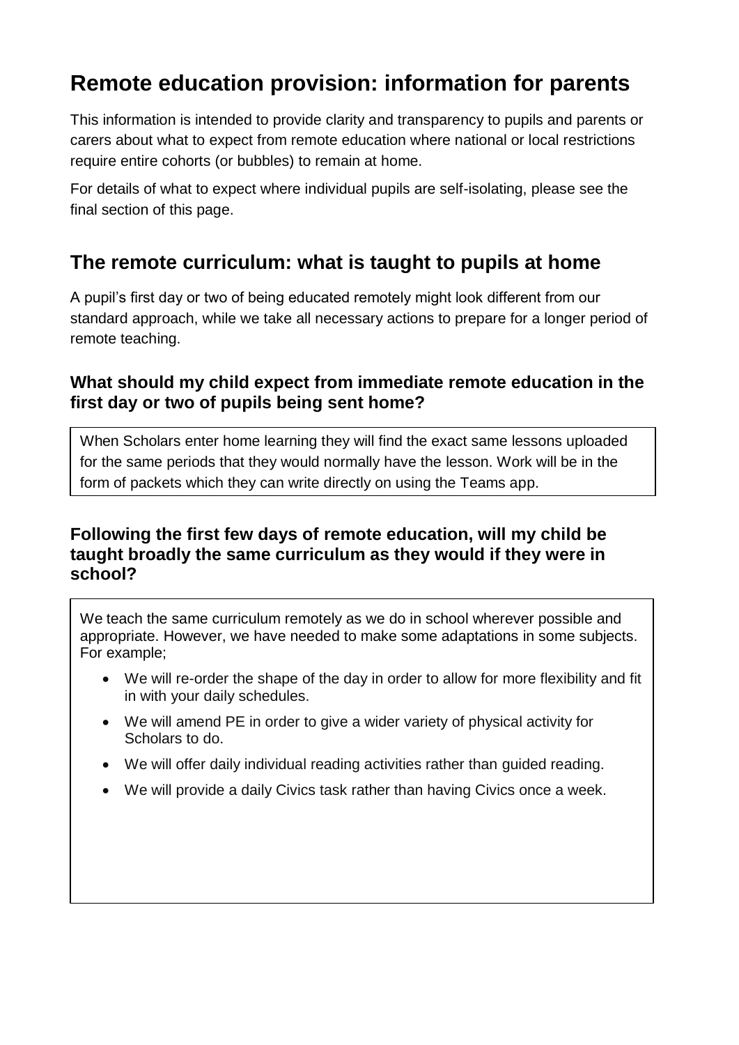# Remote education provision: information for parents

This information is intended to provide clarity and transparency to pupils and parents or carers about what to expect from remote education where national or local restrictions require entire cohorts (or bubbles) to remain at home.

For details of what to expect where individual pupils are self-isolating, please see the final section of this page.

## The remote curriculum: what is taught to pupils at home

A pupil's first day or two of being educated remotely might look different from our standard approach, while we take all necessary actions to prepare for a longer period of remote teaching.

### What should my child expect from immediate remote education in the first day or two of pupils being sent home?

When Scholars enter home learning they will find the exact same lessons uploaded for the same periods that they would normally have the lesson. Work will be in the form of packets which they can write directly on using the Teams app.

### Following the first few days of remote education, will my child be taught broadly the same curriculum as they would if they were in school?

We teach the same curriculum remotely as we do in school wherever possible and appropriate. However, we have needed to make some adaptations in some subjects. For example;

- We will re-order the shape of the day in order to allow for more flexibility and fit in with your daily schedules.
- We will amend PE in order to give a wider variety of physical activity for Scholars to do.
- We will offer daily individual reading activities rather than guided reading.
- We will provide a daily Civics task rather than having Civics once a week.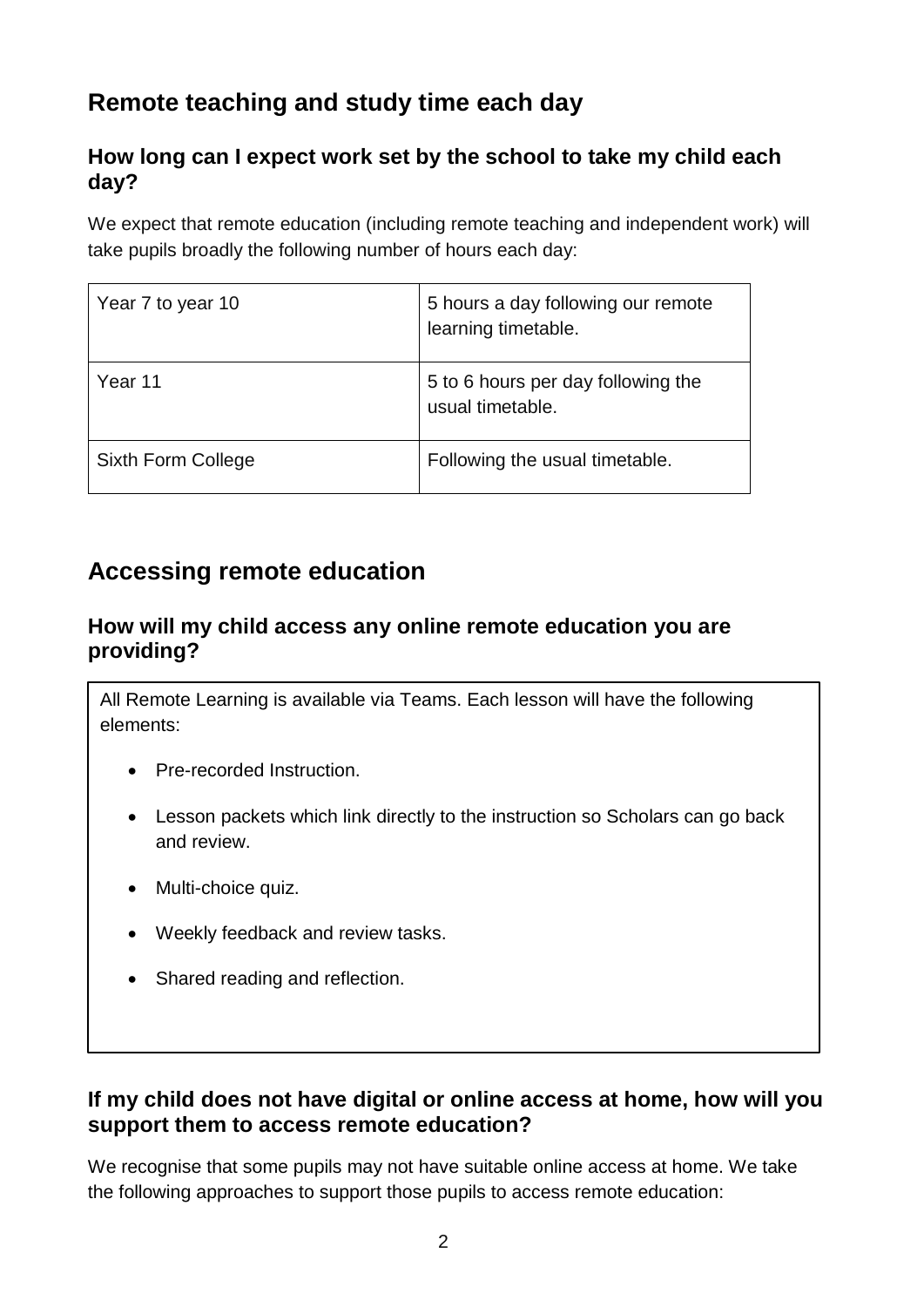## Remote teaching and study time each day

### How long can I expect work set by the school to take my child each day?

We expect that remote education (including remote teaching and independent work) will take pupils broadly the following number of hours each day:

| | |
|---|---|
| Year 7 to year 10 | 5 hours a day following our remote learning timetable. |
| Year 11 | 5 to 6 hours per day following the usual timetable. |
| Sixth Form College | Following the usual timetable. |

## Accessing remote education

### How will my child access any online remote education you are providing?

All Remote Learning is available via Teams. Each lesson will have the following elements:

- Pre-recorded Instruction.
- Lesson packets which link directly to the instruction so Scholars can go back and review.
- Multi-choice quiz.
- Weekly feedback and review tasks.
- Shared reading and reflection.

### If my child does not have digital or online access at home, how will you support them to access remote education?

We recognise that some pupils may not have suitable online access at home. We take the following approaches to support those pupils to access remote education: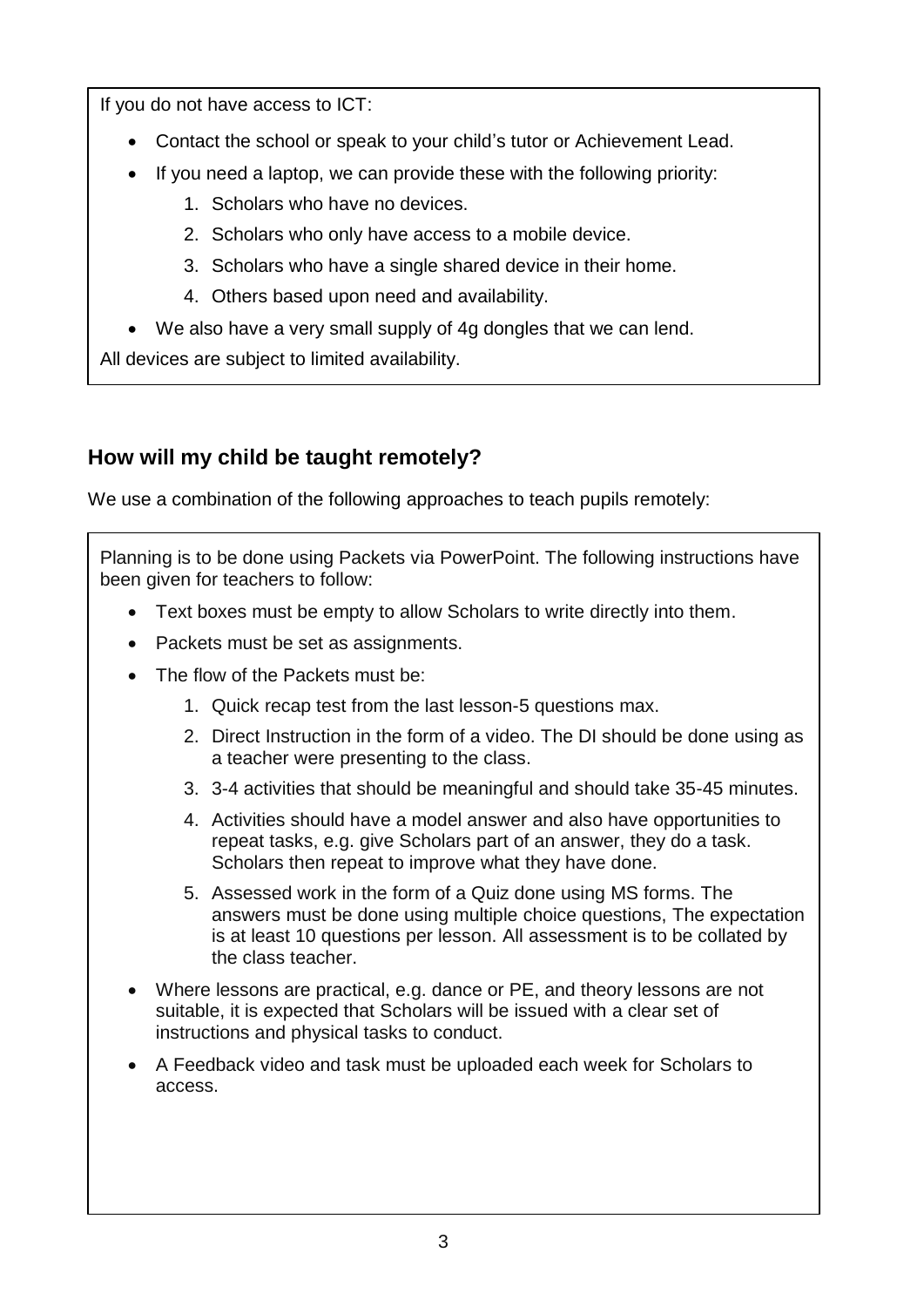If you do not have access to ICT:

- Contact the school or speak to your child's tutor or Achievement Lead.
- If you need a laptop, we can provide these with the following priority:
  1. Scholars who have no devices.
  2. Scholars who only have access to a mobile device.
  3. Scholars who have a single shared device in their home.
  4. Others based upon need and availability.
- We also have a very small supply of 4g dongles that we can lend.

All devices are subject to limited availability.

## How will my child be taught remotely?

We use a combination of the following approaches to teach pupils remotely:

Planning is to be done using Packets via PowerPoint. The following instructions have been given for teachers to follow:

- Text boxes must be empty to allow Scholars to write directly into them.
- Packets must be set as assignments.
- The flow of the Packets must be:
  1. Quick recap test from the last lesson-5 questions max.
  2. Direct Instruction in the form of a video. The DI should be done using as a teacher were presenting to the class.
  3. 3-4 activities that should be meaningful and should take 35-45 minutes.
  4. Activities should have a model answer and also have opportunities to repeat tasks, e.g. give Scholars part of an answer, they do a task. Scholars then repeat to improve what they have done.
  5. Assessed work in the form of a Quiz done using MS forms. The answers must be done using multiple choice questions, The expectation is at least 10 questions per lesson. All assessment is to be collated by the class teacher.
- Where lessons are practical, e.g. dance or PE, and theory lessons are not suitable, it is expected that Scholars will be issued with a clear set of instructions and physical tasks to conduct.
- A Feedback video and task must be uploaded each week for Scholars to access.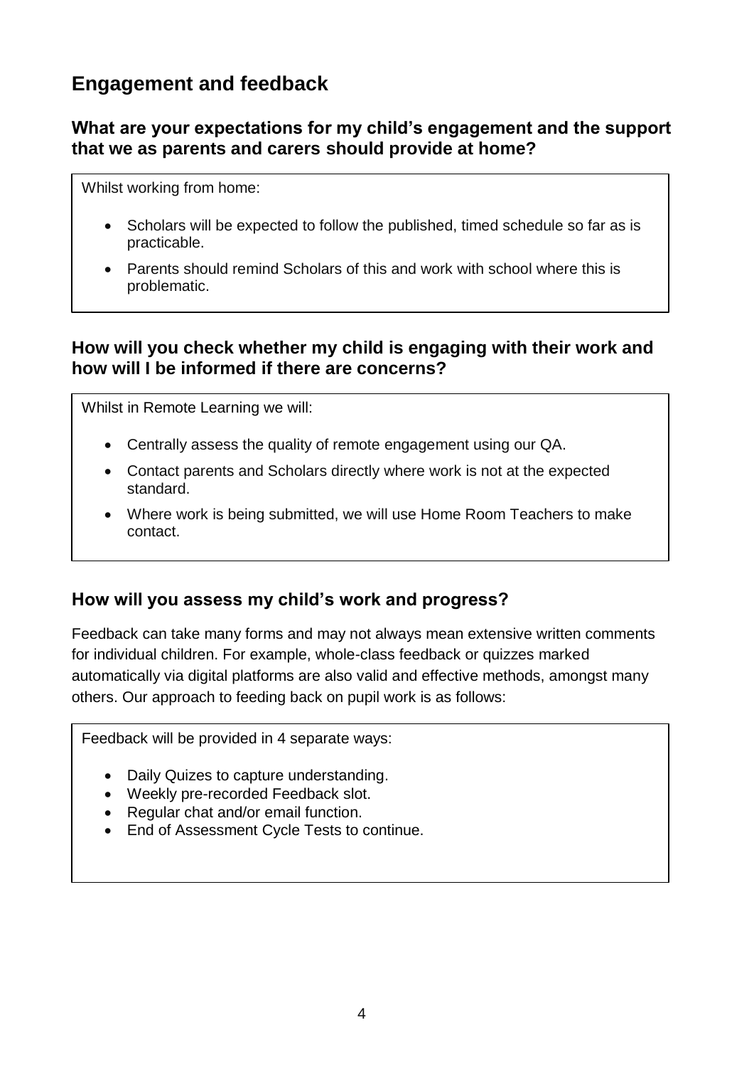## Engagement and feedback

### What are your expectations for my child's engagement and the support that we as parents and carers should provide at home?

Whilst working from home:

- Scholars will be expected to follow the published, timed schedule so far as is practicable.
- Parents should remind Scholars of this and work with school where this is problematic.

### How will you check whether my child is engaging with their work and how will I be informed if there are concerns?

Whilst in Remote Learning we will:

- Centrally assess the quality of remote engagement using our QA.
- Contact parents and Scholars directly where work is not at the expected standard.
- Where work is being submitted, we will use Home Room Teachers to make contact.

### How will you assess my child's work and progress?

Feedback can take many forms and may not always mean extensive written comments for individual children. For example, whole-class feedback or quizzes marked automatically via digital platforms are also valid and effective methods, amongst many others. Our approach to feeding back on pupil work is as follows:

Feedback will be provided in 4 separate ways:

- Daily Quizes to capture understanding.
- Weekly pre-recorded Feedback slot.
- Regular chat and/or email function.
- End of Assessment Cycle Tests to continue.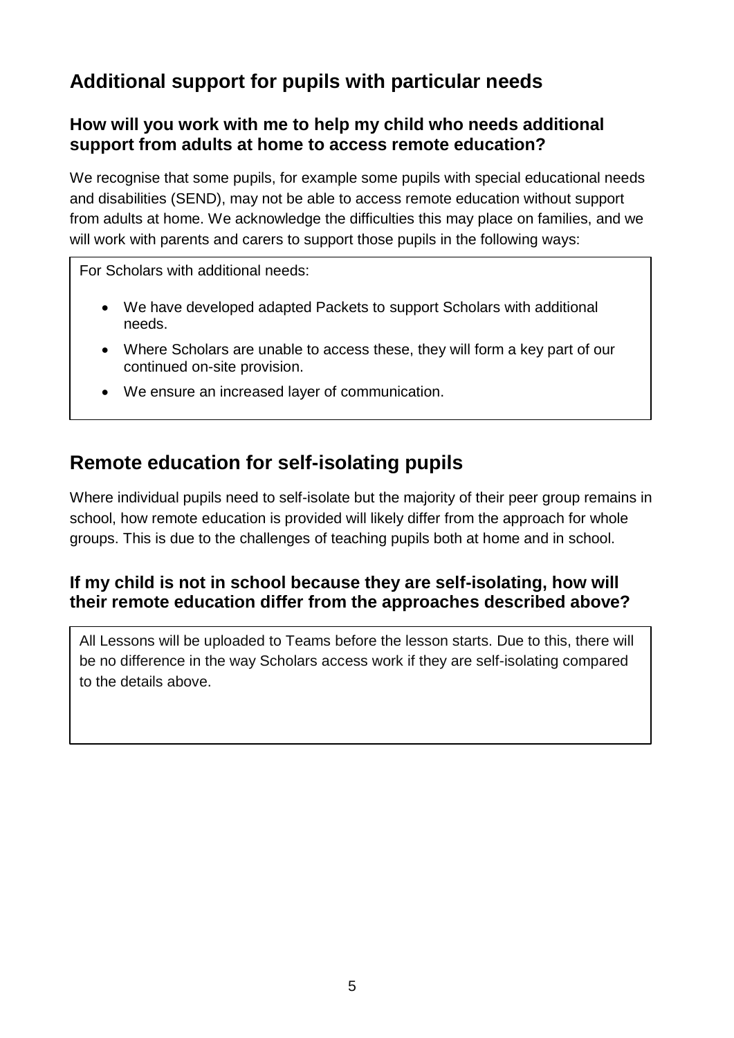## Additional support for pupils with particular needs

### How will you work with me to help my child who needs additional support from adults at home to access remote education?

We recognise that some pupils, for example some pupils with special educational needs and disabilities (SEND), may not be able to access remote education without support from adults at home. We acknowledge the difficulties this may place on families, and we will work with parents and carers to support those pupils in the following ways:

For Scholars with additional needs:

- We have developed adapted Packets to support Scholars with additional needs.
- Where Scholars are unable to access these, they will form a key part of our continued on-site provision.
- We ensure an increased layer of communication.

## Remote education for self-isolating pupils

Where individual pupils need to self-isolate but the majority of their peer group remains in school, how remote education is provided will likely differ from the approach for whole groups. This is due to the challenges of teaching pupils both at home and in school.

### If my child is not in school because they are self-isolating, how will their remote education differ from the approaches described above?

All Lessons will be uploaded to Teams before the lesson starts. Due to this, there will be no difference in the way Scholars access work if they are self-isolating compared to the details above.